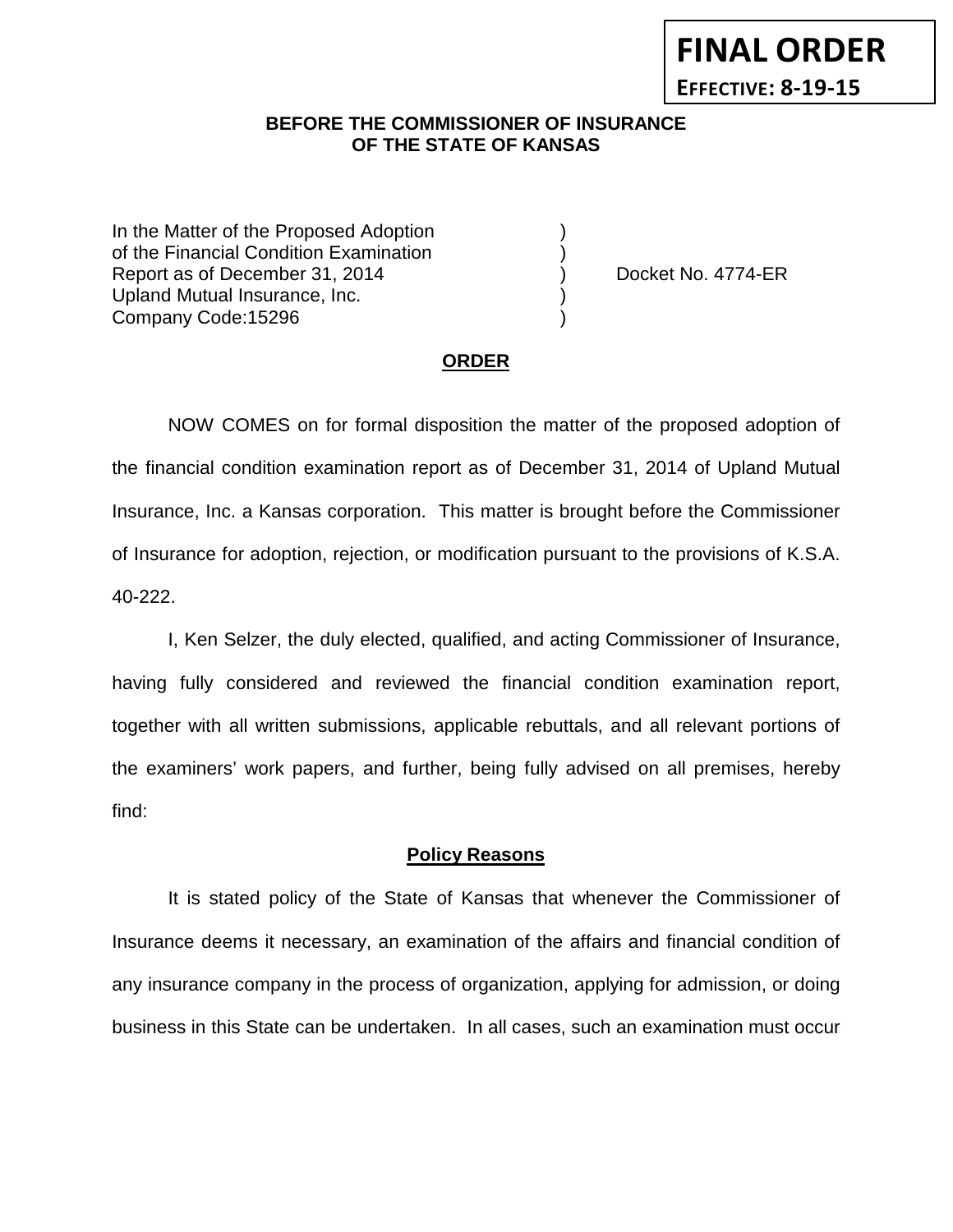**FINAL ORDER**

**EFFECTIVE: 8-19-15**

**BEFORE THE COMMISSIONER OF INSURANCE OF THE STATE OF KANSAS**

In the Matter of the Proposed Adoption )
of the Financial Condition Examination )
Report as of December 31, 2014 ) Docket No. 4774-ER
Upland Mutual Insurance, Inc. )
Company Code:15296 )

**ORDER**

NOW COMES on for formal disposition the matter of the proposed adoption of the financial condition examination report as of December 31, 2014 of Upland Mutual Insurance, Inc. a Kansas corporation. This matter is brought before the Commissioner of Insurance for adoption, rejection, or modification pursuant to the provisions of K.S.A. 40-222.

I, Ken Selzer, the duly elected, qualified, and acting Commissioner of Insurance, having fully considered and reviewed the financial condition examination report, together with all written submissions, applicable rebuttals, and all relevant portions of the examiners' work papers, and further, being fully advised on all premises, hereby find:

**Policy Reasons**

It is stated policy of the State of Kansas that whenever the Commissioner of Insurance deems it necessary, an examination of the affairs and financial condition of any insurance company in the process of organization, applying for admission, or doing business in this State can be undertaken. In all cases, such an examination must occur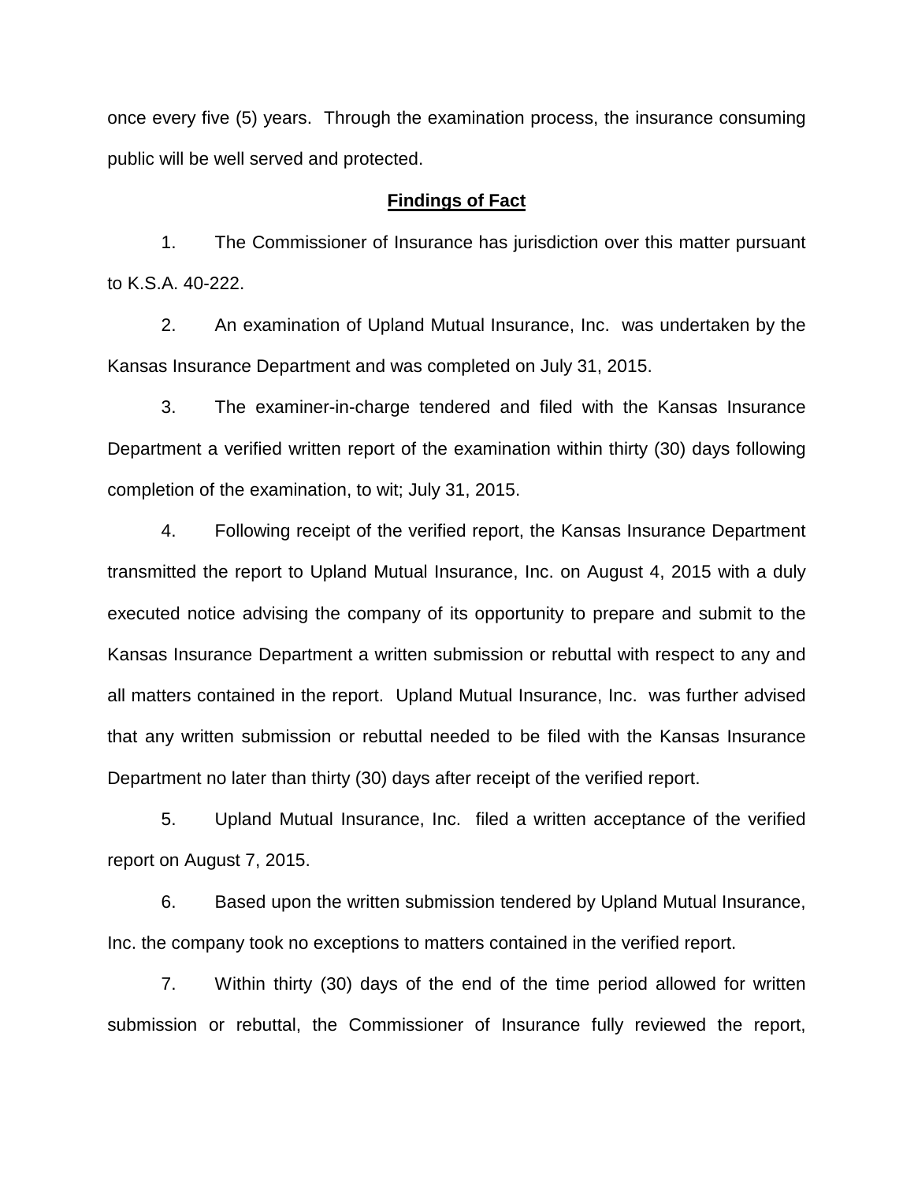once every five (5) years. Through the examination process, the insurance consuming public will be well served and protected.

## **Findings of Fact**

1. The Commissioner of Insurance has jurisdiction over this matter pursuant to K.S.A. 40-222.

2. An examination of Upland Mutual Insurance, Inc. was undertaken by the Kansas Insurance Department and was completed on July 31, 2015.

3. The examiner-in-charge tendered and filed with the Kansas Insurance Department a verified written report of the examination within thirty (30) days following completion of the examination, to wit; July 31, 2015.

4. Following receipt of the verified report, the Kansas Insurance Department transmitted the report to Upland Mutual Insurance, Inc. on August 4, 2015 with a duly executed notice advising the company of its opportunity to prepare and submit to the Kansas Insurance Department a written submission or rebuttal with respect to any and all matters contained in the report. Upland Mutual Insurance, Inc. was further advised that any written submission or rebuttal needed to be filed with the Kansas Insurance Department no later than thirty (30) days after receipt of the verified report.

5. Upland Mutual Insurance, Inc. filed a written acceptance of the verified report on August 7, 2015.

6. Based upon the written submission tendered by Upland Mutual Insurance, Inc. the company took no exceptions to matters contained in the verified report.

7. Within thirty (30) days of the end of the time period allowed for written submission or rebuttal, the Commissioner of Insurance fully reviewed the report,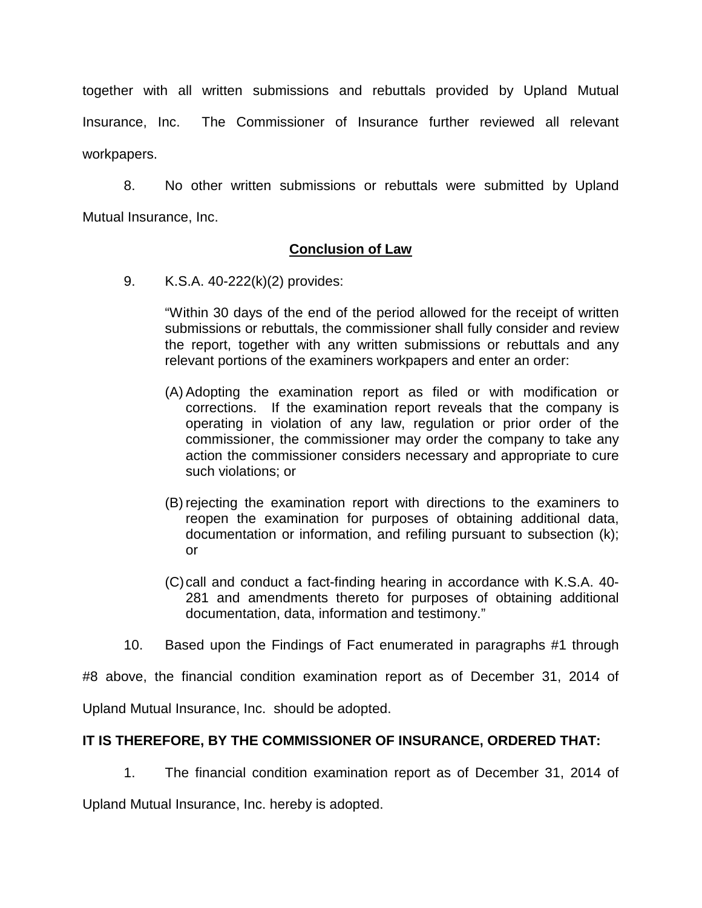together with all written submissions and rebuttals provided by Upland Mutual Insurance, Inc. The Commissioner of Insurance further reviewed all relevant workpapers.

8. No other written submissions or rebuttals were submitted by Upland Mutual Insurance, Inc.

## Conclusion of Law

9. K.S.A. 40-222(k)(2) provides:

> "Within 30 days of the end of the period allowed for the receipt of written submissions or rebuttals, the commissioner shall fully consider and review the report, together with any written submissions or rebuttals and any relevant portions of the examiners workpapers and enter an order:
>
> (A) Adopting the examination report as filed or with modification or corrections. If the examination report reveals that the company is operating in violation of any law, regulation or prior order of the commissioner, the commissioner may order the company to take any action the commissioner considers necessary and appropriate to cure such violations; or
>
> (B) rejecting the examination report with directions to the examiners to reopen the examination for purposes of obtaining additional data, documentation or information, and refiling pursuant to subsection (k); or
>
> (C) call and conduct a fact-finding hearing in accordance with K.S.A. 40-281 and amendments thereto for purposes of obtaining additional documentation, data, information and testimony."

10. Based upon the Findings of Fact enumerated in paragraphs #1 through #8 above, the financial condition examination report as of December 31, 2014 of Upland Mutual Insurance, Inc. should be adopted.

**IT IS THEREFORE, BY THE COMMISSIONER OF INSURANCE, ORDERED THAT:**

1. The financial condition examination report as of December 31, 2014 of Upland Mutual Insurance, Inc. hereby is adopted.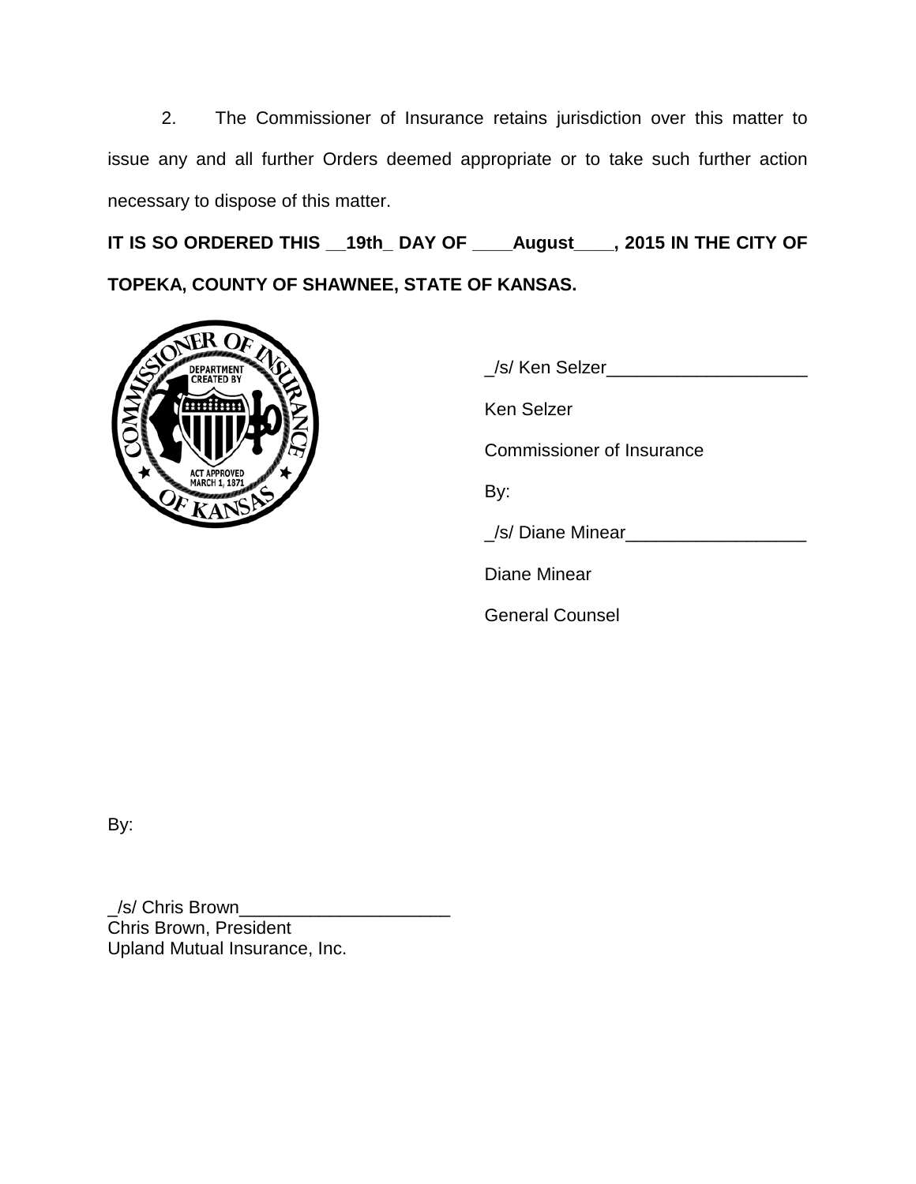2. The Commissioner of Insurance retains jurisdiction over this matter to issue any and all further Orders deemed appropriate or to take such further action necessary to dispose of this matter.

**IT IS SO ORDERED THIS __19th_ DAY OF ____August____, 2015 IN THE CITY OF TOPEKA, COUNTY OF SHAWNEE, STATE OF KANSAS.**

_/s/ Ken Selzer____________________

Ken Selzer

Commissioner of Insurance

By:

_/s/ Diane Minear__________________

Diane Minear

General Counsel

By:

_/s/ Chris Brown_____________________
Chris Brown, President
Upland Mutual Insurance, Inc.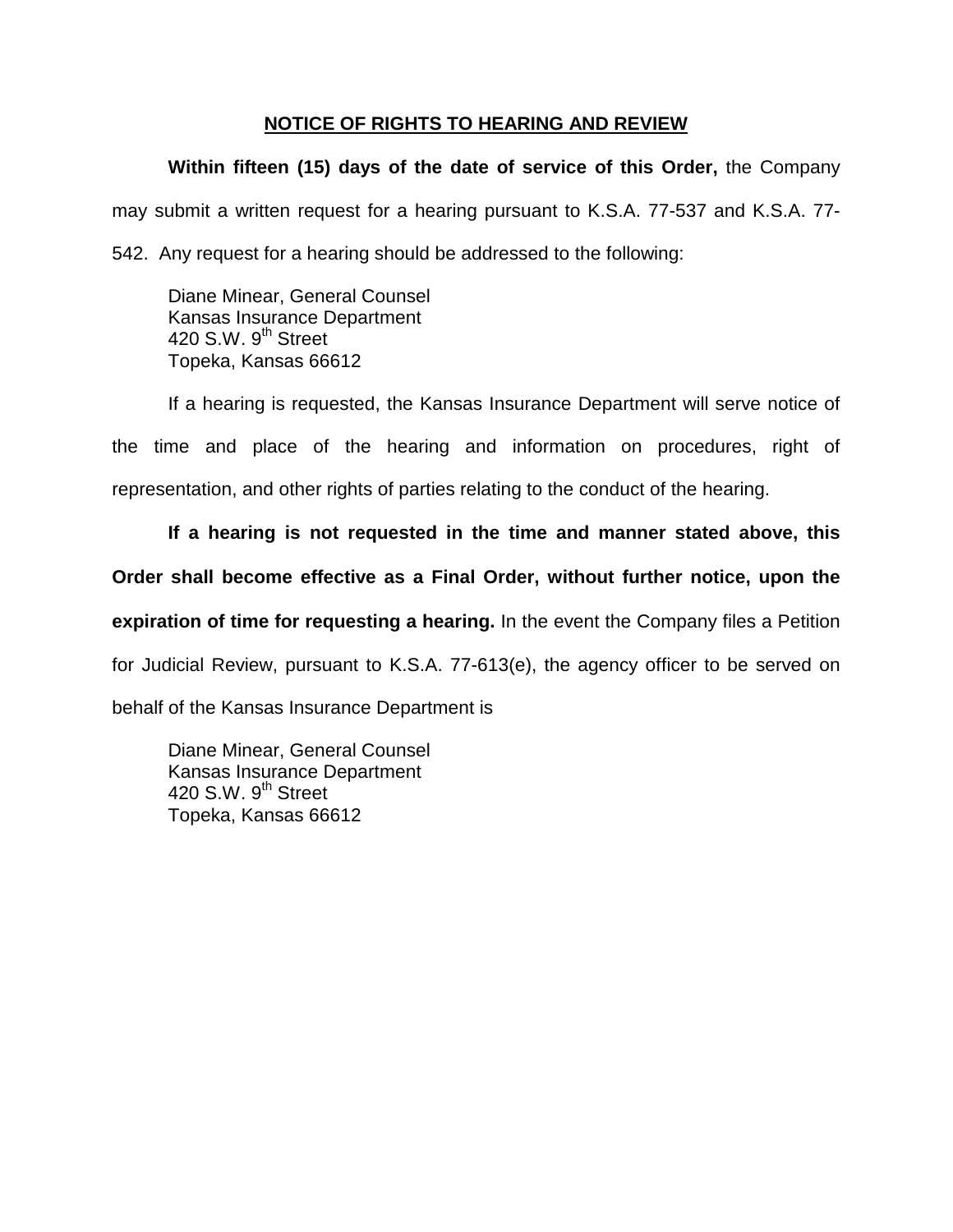## NOTICE OF RIGHTS TO HEARING AND REVIEW

**Within fifteen (15) days of the date of service of this Order,** the Company may submit a written request for a hearing pursuant to K.S.A. 77-537 and K.S.A. 77-542. Any request for a hearing should be addressed to the following:

Diane Minear, General Counsel
Kansas Insurance Department
420 S.W. 9th Street
Topeka, Kansas 66612

If a hearing is requested, the Kansas Insurance Department will serve notice of the time and place of the hearing and information on procedures, right of representation, and other rights of parties relating to the conduct of the hearing.

**If a hearing is not requested in the time and manner stated above, this Order shall become effective as a Final Order, without further notice, upon the expiration of time for requesting a hearing.** In the event the Company files a Petition for Judicial Review, pursuant to K.S.A. 77-613(e), the agency officer to be served on behalf of the Kansas Insurance Department is

Diane Minear, General Counsel
Kansas Insurance Department
420 S.W. 9th Street
Topeka, Kansas 66612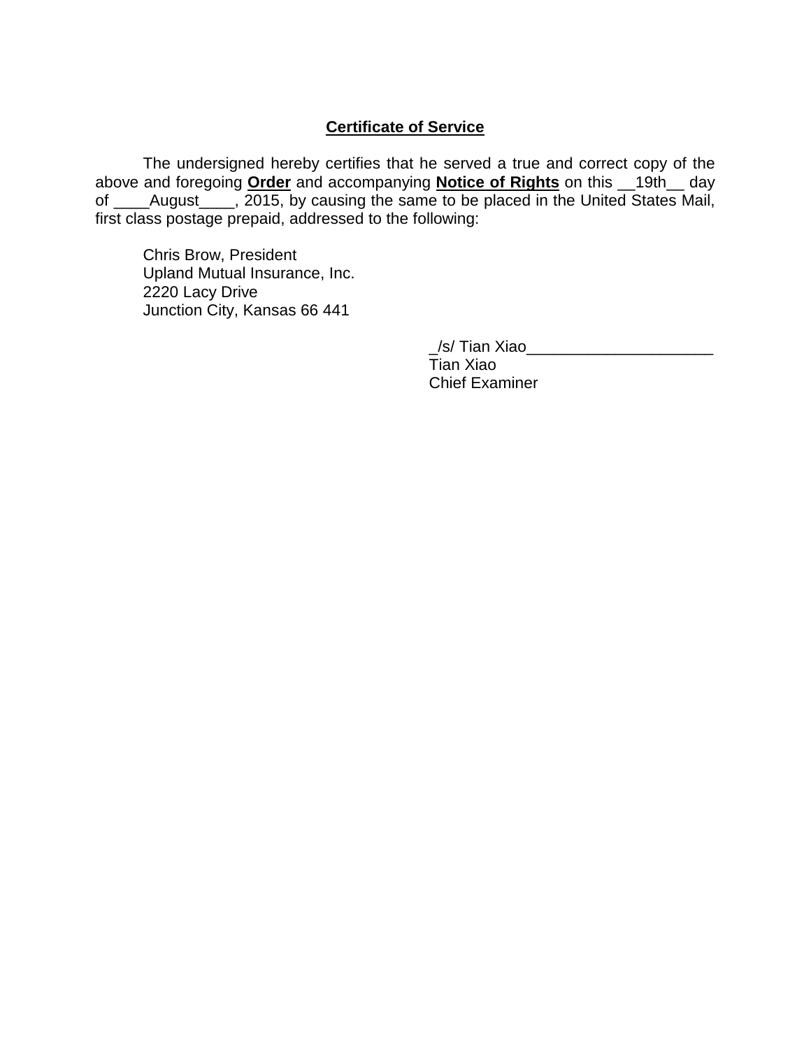**<u>Certificate of Service</u>**

The undersigned hereby certifies that he served a true and correct copy of the above and foregoing **<u>Order</u>** and accompanying **<u>Notice of Rights</u>** on this __19th__ day of ____August____, 2015, by causing the same to be placed in the United States Mail, first class postage prepaid, addressed to the following:

Chris Brow, President
Upland Mutual Insurance, Inc.
2220 Lacy Drive
Junction City, Kansas 66 441

_/s/ Tian Xiao_____________________
Tian Xiao
Chief Examiner